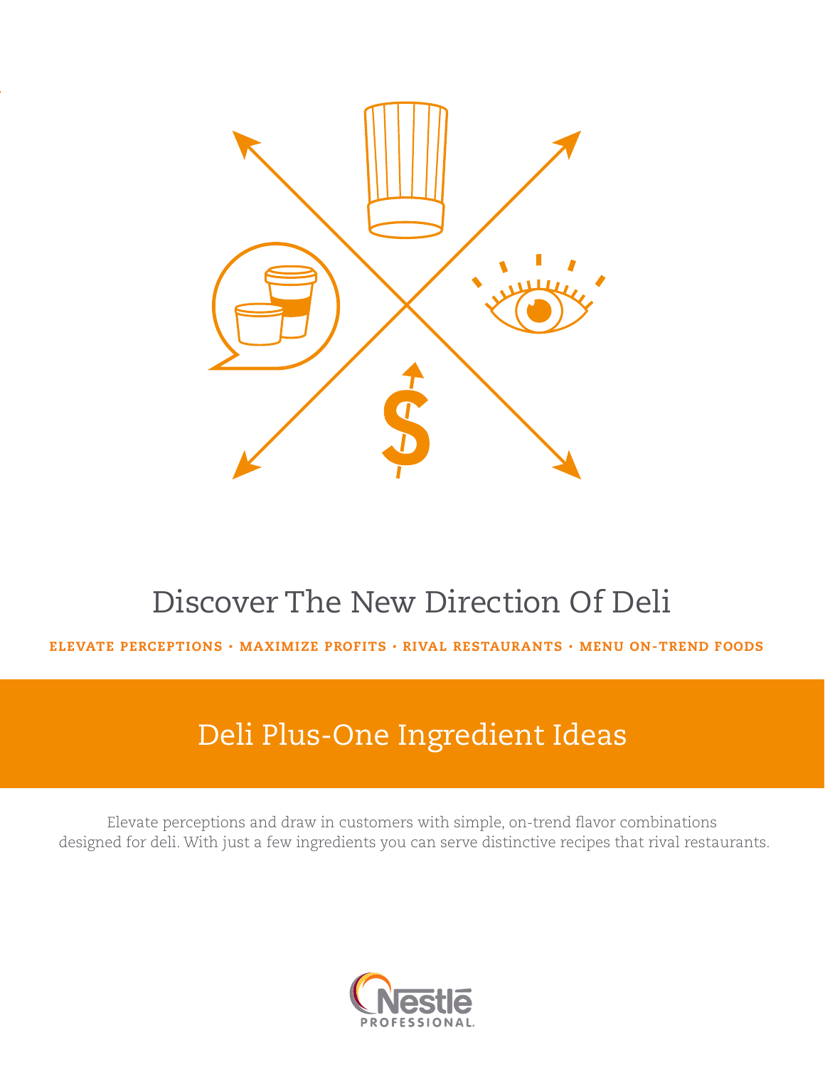# Discover The New Direction Of Deli

**ELEVATE PERCEPTIONS • MAXIMIZE PROFITS • RIVAL RESTAURANTS • MENU ON-TREND FOODS**

## Deli Plus-One Ingredient Ideas

Elevate perceptions and draw in customers with simple, on-trend flavor combinations designed for deli. With just a few ingredients you can serve distinctive recipes that rival restaurants.

Nestlé PROFESSIONAL.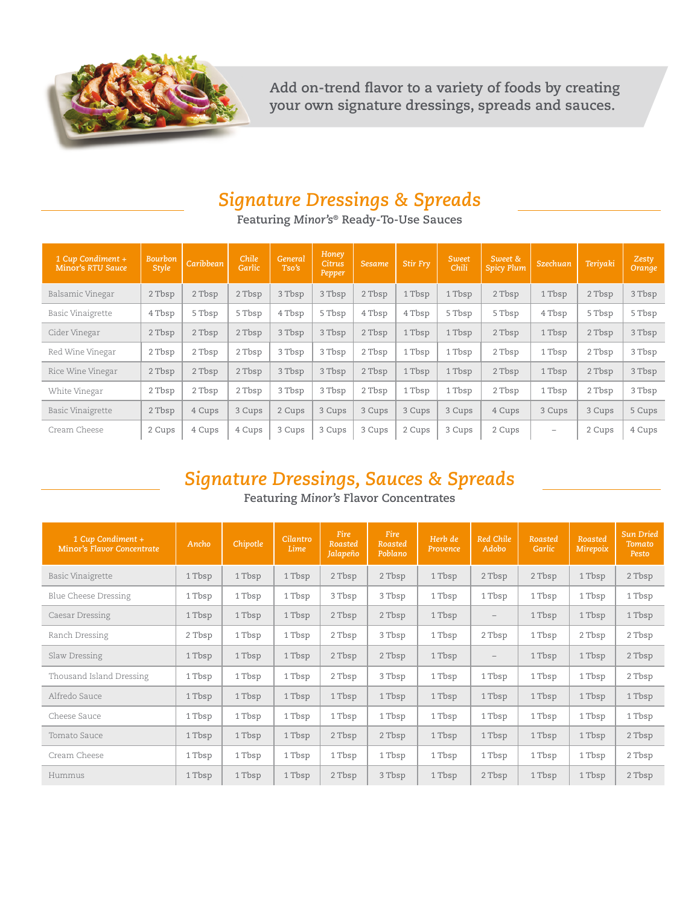Add on-trend flavor to a variety of foods by creating your own signature dressings, spreads and sauces.

## *Signature Dressings & Spreads*

**Featuring *Minor's*® Ready-To-Use Sauces**

| 1 Cup Condiment + Minor's RTU Sauce | Bourbon Style | Caribbean | Chile Garlic | General Tso's | Honey Citrus Pepper | Sesame | Stir Fry | Sweet Chili | Sweet & Spicy Plum | Szechuan | Teriyaki | Zesty Orange |
|---|---|---|---|---|---|---|---|---|---|---|---|---|
| Balsamic Vinegar | 2 Tbsp | 2 Tbsp | 2 Tbsp | 3 Tbsp | 3 Tbsp | 2 Tbsp | 1 Tbsp | 1 Tbsp | 2 Tbsp | 1 Tbsp | 2 Tbsp | 3 Tbsp |
| Basic Vinaigrette | 4 Tbsp | 5 Tbsp | 5 Tbsp | 4 Tbsp | 5 Tbsp | 4 Tbsp | 4 Tbsp | 5 Tbsp | 5 Tbsp | 4 Tbsp | 5 Tbsp | 5 Tbsp |
| Cider Vinegar | 2 Tbsp | 2 Tbsp | 2 Tbsp | 3 Tbsp | 3 Tbsp | 2 Tbsp | 1 Tbsp | 1 Tbsp | 2 Tbsp | 1 Tbsp | 2 Tbsp | 3 Tbsp |
| Red Wine Vinegar | 2 Tbsp | 2 Tbsp | 2 Tbsp | 3 Tbsp | 3 Tbsp | 2 Tbsp | 1 Tbsp | 1 Tbsp | 2 Tbsp | 1 Tbsp | 2 Tbsp | 3 Tbsp |
| Rice Wine Vinegar | 2 Tbsp | 2 Tbsp | 2 Tbsp | 3 Tbsp | 3 Tbsp | 2 Tbsp | 1 Tbsp | 1 Tbsp | 2 Tbsp | 1 Tbsp | 2 Tbsp | 3 Tbsp |
| White Vinegar | 2 Tbsp | 2 Tbsp | 2 Tbsp | 3 Tbsp | 3 Tbsp | 2 Tbsp | 1 Tbsp | 1 Tbsp | 2 Tbsp | 1 Tbsp | 2 Tbsp | 3 Tbsp |
| Basic Vinaigrette | 2 Tbsp | 4 Cups | 3 Cups | 2 Cups | 3 Cups | 3 Cups | 3 Cups | 3 Cups | 4 Cups | 3 Cups | 3 Cups | 5 Cups |
| Cream Cheese | 2 Cups | 4 Cups | 4 Cups | 3 Cups | 3 Cups | 3 Cups | 2 Cups | 3 Cups | 2 Cups | – | 2 Cups | 4 Cups |

## *Signature Dressings, Sauces & Spreads*

**Featuring *Minor's* Flavor Concentrates**

| 1 Cup Condiment + Minor's Flavor Concentrate | Ancho | Chipotle | Cilantro Lime | Fire Roasted Jalapeño | Fire Roasted Poblano | Herb de Provence | Red Chile Adobo | Roasted Garlic | Roasted Mirepoix | Sun Dried Tomato Pesto |
|---|---|---|---|---|---|---|---|---|---|---|
| Basic Vinaigrette | 1 Tbsp | 1 Tbsp | 1 Tbsp | 2 Tbsp | 2 Tbsp | 1 Tbsp | 2 Tbsp | 2 Tbsp | 1 Tbsp | 2 Tbsp |
| Blue Cheese Dressing | 1 Tbsp | 1 Tbsp | 1 Tbsp | 3 Tbsp | 3 Tbsp | 1 Tbsp | 1 Tbsp | 1 Tbsp | 1 Tbsp | 1 Tbsp |
| Caesar Dressing | 1 Tbsp | 1 Tbsp | 1 Tbsp | 2 Tbsp | 2 Tbsp | 1 Tbsp | – | 1 Tbsp | 1 Tbsp | 1 Tbsp |
| Ranch Dressing | 2 Tbsp | 1 Tbsp | 1 Tbsp | 2 Tbsp | 3 Tbsp | 1 Tbsp | 2 Tbsp | 1 Tbsp | 2 Tbsp | 2 Tbsp |
| Slaw Dressing | 1 Tbsp | 1 Tbsp | 1 Tbsp | 2 Tbsp | 2 Tbsp | 1 Tbsp | – | 1 Tbsp | 1 Tbsp | 2 Tbsp |
| Thousand Island Dressing | 1 Tbsp | 1 Tbsp | 1 Tbsp | 2 Tbsp | 3 Tbsp | 1 Tbsp | 1 Tbsp | 1 Tbsp | 1 Tbsp | 2 Tbsp |
| Alfredo Sauce | 1 Tbsp | 1 Tbsp | 1 Tbsp | 1 Tbsp | 1 Tbsp | 1 Tbsp | 1 Tbsp | 1 Tbsp | 1 Tbsp | 1 Tbsp |
| Cheese Sauce | 1 Tbsp | 1 Tbsp | 1 Tbsp | 1 Tbsp | 1 Tbsp | 1 Tbsp | 1 Tbsp | 1 Tbsp | 1 Tbsp | 1 Tbsp |
| Tomato Sauce | 1 Tbsp | 1 Tbsp | 1 Tbsp | 2 Tbsp | 2 Tbsp | 1 Tbsp | 1 Tbsp | 1 Tbsp | 1 Tbsp | 2 Tbsp |
| Cream Cheese | 1 Tbsp | 1 Tbsp | 1 Tbsp | 1 Tbsp | 1 Tbsp | 1 Tbsp | 1 Tbsp | 1 Tbsp | 1 Tbsp | 2 Tbsp |
| Hummus | 1 Tbsp | 1 Tbsp | 1 Tbsp | 2 Tbsp | 3 Tbsp | 1 Tbsp | 2 Tbsp | 1 Tbsp | 1 Tbsp | 2 Tbsp |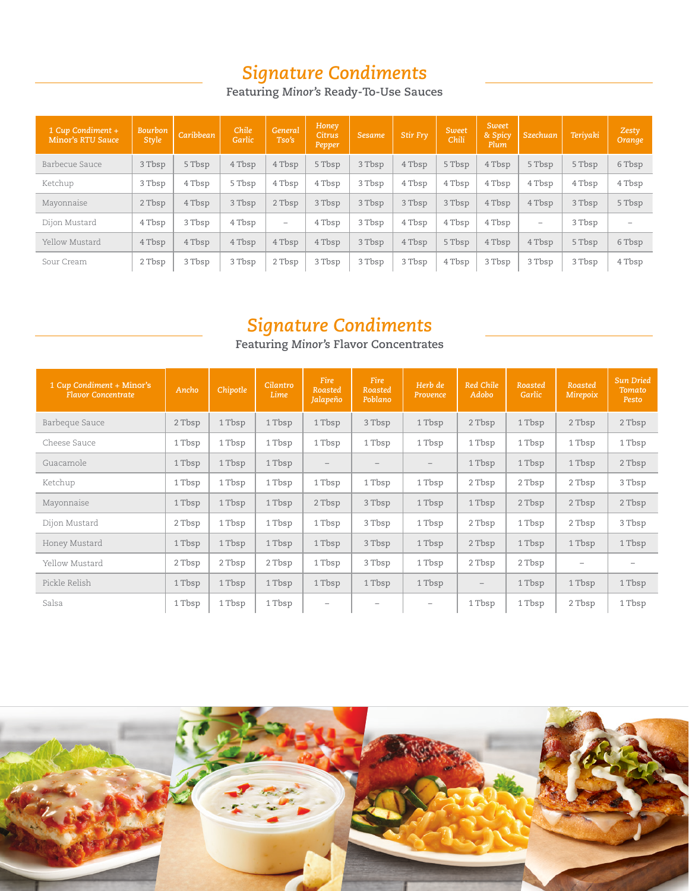## *Signature Condiments*

### Featuring *Minor's* Ready-To-Use Sauces

| 1 Cup Condiment + Minor's RTU Sauce | Bourbon Style | Caribbean | Chile Garlic | General Tso's | Honey Citrus Pepper | Sesame | Stir Fry | Sweet Chili | Sweet & Spicy Plum | Szechuan | Teriyaki | Zesty Orange |
|---|---|---|---|---|---|---|---|---|---|---|---|---|
| Barbecue Sauce | 3 Tbsp | 5 Tbsp | 4 Tbsp | 4 Tbsp | 5 Tbsp | 3 Tbsp | 4 Tbsp | 5 Tbsp | 4 Tbsp | 5 Tbsp | 5 Tbsp | 6 Tbsp |
| Ketchup | 3 Tbsp | 4 Tbsp | 5 Tbsp | 4 Tbsp | 4 Tbsp | 3 Tbsp | 4 Tbsp | 4 Tbsp | 4 Tbsp | 4 Tbsp | 4 Tbsp | 4 Tbsp |
| Mayonnaise | 2 Tbsp | 4 Tbsp | 3 Tbsp | 2 Tbsp | 3 Tbsp | 3 Tbsp | 3 Tbsp | 3 Tbsp | 4 Tbsp | 4 Tbsp | 3 Tbsp | 5 Tbsp |
| Dijon Mustard | 4 Tbsp | 3 Tbsp | 4 Tbsp | – | 4 Tbsp | 3 Tbsp | 4 Tbsp | 4 Tbsp | 4 Tbsp | – | 3 Tbsp | – |
| Yellow Mustard | 4 Tbsp | 4 Tbsp | 4 Tbsp | 4 Tbsp | 4 Tbsp | 3 Tbsp | 4 Tbsp | 5 Tbsp | 4 Tbsp | 4 Tbsp | 5 Tbsp | 6 Tbsp |
| Sour Cream | 2 Tbsp | 3 Tbsp | 3 Tbsp | 2 Tbsp | 3 Tbsp | 3 Tbsp | 3 Tbsp | 4 Tbsp | 3 Tbsp | 3 Tbsp | 3 Tbsp | 4 Tbsp |

## *Signature Condiments*

### Featuring *Minor's* Flavor Concentrates

| 1 Cup Condiment + Minor's Flavor Concentrate | Ancho | Chipotle | Cilantro Lime | Fire Roasted Jalapeño | Fire Roasted Poblano | Herb de Provence | Red Chile Adobo | Roasted Garlic | Roasted Mirepoix | Sun Dried Tomato Pesto |
|---|---|---|---|---|---|---|---|---|---|---|
| Barbeque Sauce | 2 Tbsp | 1 Tbsp | 1 Tbsp | 1 Tbsp | 3 Tbsp | 1 Tbsp | 2 Tbsp | 1 Tbsp | 2 Tbsp | 2 Tbsp |
| Cheese Sauce | 1 Tbsp | 1 Tbsp | 1 Tbsp | 1 Tbsp | 1 Tbsp | 1 Tbsp | 1 Tbsp | 1 Tbsp | 1 Tbsp | 1 Tbsp |
| Guacamole | 1 Tbsp | 1 Tbsp | 1 Tbsp | – | – | – | 1 Tbsp | 1 Tbsp | 1 Tbsp | 2 Tbsp |
| Ketchup | 1 Tbsp | 1 Tbsp | 1 Tbsp | 1 Tbsp | 1 Tbsp | 1 Tbsp | 2 Tbsp | 2 Tbsp | 2 Tbsp | 3 Tbsp |
| Mayonnaise | 1 Tbsp | 1 Tbsp | 1 Tbsp | 2 Tbsp | 3 Tbsp | 1 Tbsp | 1 Tbsp | 2 Tbsp | 2 Tbsp | 2 Tbsp |
| Dijon Mustard | 2 Tbsp | 1 Tbsp | 1 Tbsp | 1 Tbsp | 3 Tbsp | 1 Tbsp | 2 Tbsp | 1 Tbsp | 2 Tbsp | 3 Tbsp |
| Honey Mustard | 1 Tbsp | 1 Tbsp | 1 Tbsp | 1 Tbsp | 3 Tbsp | 1 Tbsp | 2 Tbsp | 1 Tbsp | 1 Tbsp | 1 Tbsp |
| Yellow Mustard | 2 Tbsp | 2 Tbsp | 2 Tbsp | 1 Tbsp | 3 Tbsp | 1 Tbsp | 2 Tbsp | 2 Tbsp | – | – |
| Pickle Relish | 1 Tbsp | 1 Tbsp | 1 Tbsp | 1 Tbsp | 1 Tbsp | 1 Tbsp | – | 1 Tbsp | 1 Tbsp | 1 Tbsp |
| Salsa | 1 Tbsp | 1 Tbsp | 1 Tbsp | – | – | – | 1 Tbsp | 1 Tbsp | 2 Tbsp | 1 Tbsp |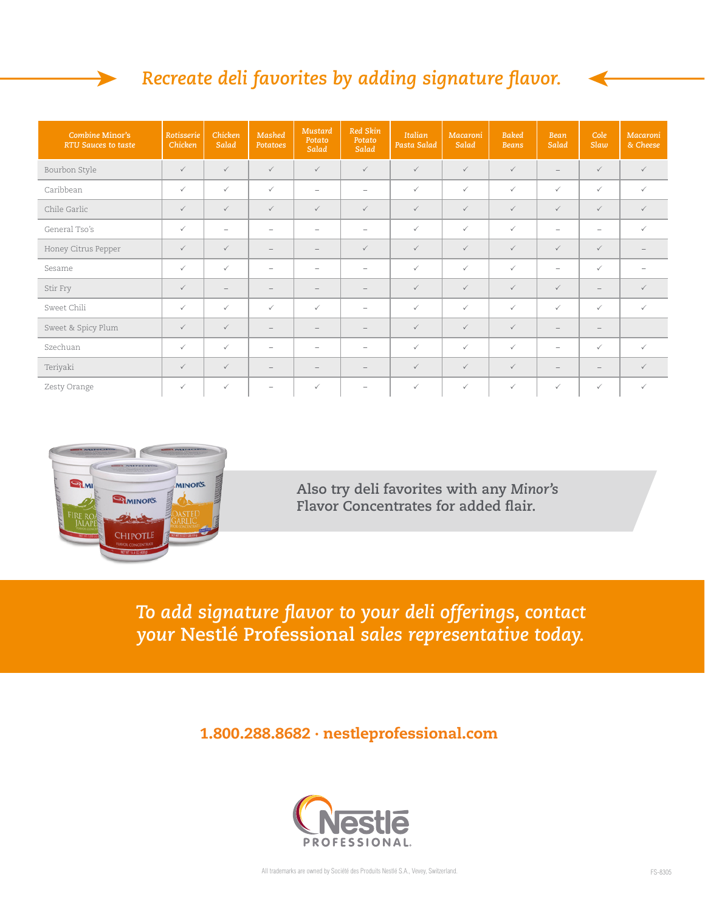*Recreate deli favorites by adding signature flavor.*

| *Combine Minor's RTU Sauces to taste* | *Rotisserie Chicken* | *Chicken Salad* | *Mashed Potatoes* | *Mustard Potato Salad* | *Red Skin Potato Salad* | *Italian Pasta Salad* | *Macaroni Salad* | *Baked Beans* | *Bean Salad* | *Cole Slaw* | *Macaroni & Cheese* |
|---|---|---|---|---|---|---|---|---|---|---|---|
| Bourbon Style | ✓ | ✓ | ✓ | ✓ | ✓ | ✓ | ✓ | ✓ | – | ✓ | ✓ |
| Caribbean | ✓ | ✓ | ✓ | – | – | ✓ | ✓ | ✓ | ✓ | ✓ | ✓ |
| Chile Garlic | ✓ | ✓ | ✓ | ✓ | ✓ | ✓ | ✓ | ✓ | ✓ | ✓ | ✓ |
| General Tso's | ✓ | – | – | – | – | ✓ | ✓ | ✓ | – | – | ✓ |
| Honey Citrus Pepper | ✓ | ✓ | – | – | ✓ | ✓ | ✓ | ✓ | ✓ | ✓ | – |
| Sesame | ✓ | ✓ | – | – | – | ✓ | ✓ | ✓ | – | ✓ | – |
| Stir Fry | ✓ | – | – | – | – | ✓ | ✓ | ✓ | ✓ | – | ✓ |
| Sweet Chili | ✓ | ✓ | ✓ | ✓ | – | ✓ | ✓ | ✓ | ✓ | ✓ | ✓ |
| Sweet & Spicy Plum | ✓ | ✓ | – | – | – | ✓ | ✓ | ✓ | – | – | |
| Szechuan | ✓ | ✓ | – | – | – | ✓ | ✓ | ✓ | – | ✓ | ✓ |
| Teriyaki | ✓ | ✓ | – | – | – | ✓ | ✓ | ✓ | – | – | ✓ |
| Zesty Orange | ✓ | ✓ | – | ✓ | – | ✓ | ✓ | ✓ | ✓ | ✓ | ✓ |

Also try deli favorites with any *Minor's* Flavor Concentrates for added flair.

*To add signature flavor to your deli offerings, contact your* Nestlé Professional *sales representative today.*

**1.800.288.8682 · nestleprofessional.com**

Nestlé PROFESSIONAL.

All trademarks are owned by Société des Produits Nestlé S.A., Vevey, Switzerland.

FS-8305